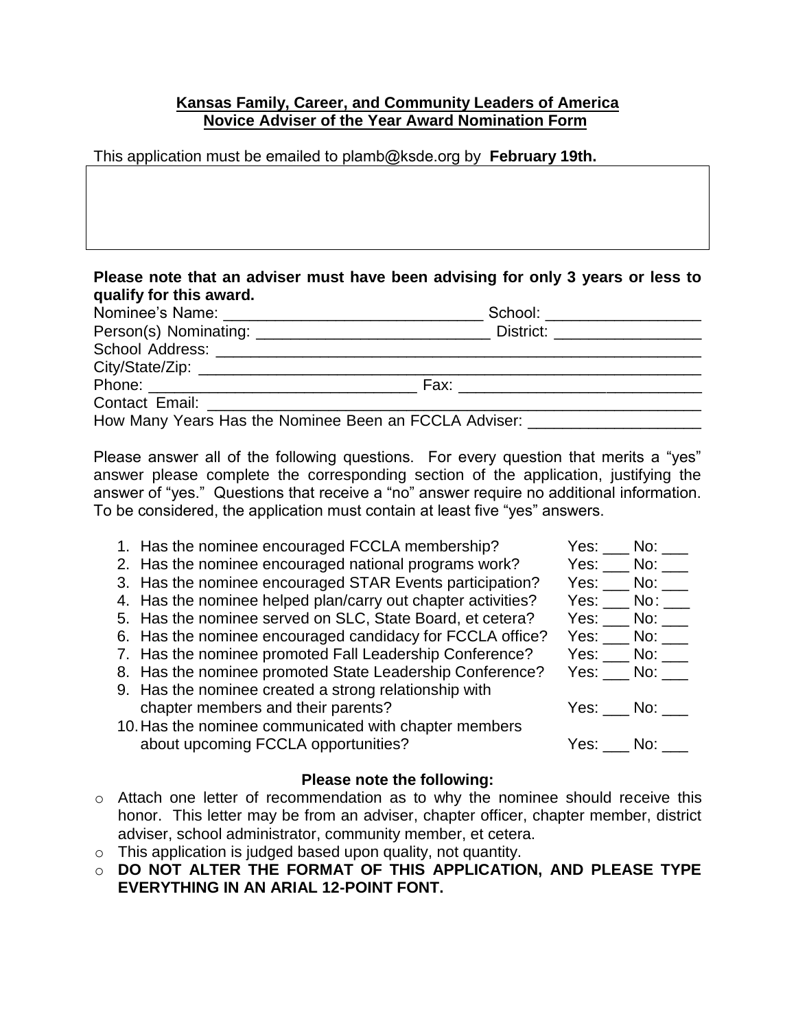**Kansas Family, Career, and Community Leaders of America**
**Novice Adviser of the Year Award Nomination Form**

This application must be emailed to plamb@ksde.org by **February 19th.**

**Please note that an adviser must have been advising for only 3 years or less to qualify for this award.**

Nominee's Name: _______________________________ School: __________________

Person(s) Nominating: ____________________________ District: _________________

School Address: ___________________________________________________________

City/State/Zip: ____________________________________________________________

Phone: _______________________________ Fax: ____________________________

Contact Email: ____________________________________________________________

How Many Years Has the Nominee Been an FCCLA Adviser: ____________________

Please answer all of the following questions. For every question that merits a "yes" answer please complete the corresponding section of the application, justifying the answer of "yes." Questions that receive a "no" answer require no additional information. To be considered, the application must contain at least five "yes" answers.

1. Has the nominee encouraged FCCLA membership? Yes: ___ No: ___
2. Has the nominee encouraged national programs work? Yes: ___ No: ___
3. Has the nominee encouraged STAR Events participation? Yes: ___ No: ___
4. Has the nominee helped plan/carry out chapter activities? Yes: ___ No: ___
5. Has the nominee served on SLC, State Board, et cetera? Yes: ___ No: ___
6. Has the nominee encouraged candidacy for FCCLA office? Yes: ___ No: ___
7. Has the nominee promoted Fall Leadership Conference? Yes: ___ No: ___
8. Has the nominee promoted State Leadership Conference? Yes: ___ No: ___
9. Has the nominee created a strong relationship with chapter members and their parents? Yes: ___ No: ___
10. Has the nominee communicated with chapter members about upcoming FCCLA opportunities? Yes: ___ No: ___

**Please note the following:**

- Attach one letter of recommendation as to why the nominee should receive this honor. This letter may be from an adviser, chapter officer, chapter member, district adviser, school administrator, community member, et cetera.
- This application is judged based upon quality, not quantity.
- **DO NOT ALTER THE FORMAT OF THIS APPLICATION, AND PLEASE TYPE EVERYTHING IN AN ARIAL 12-POINT FONT.**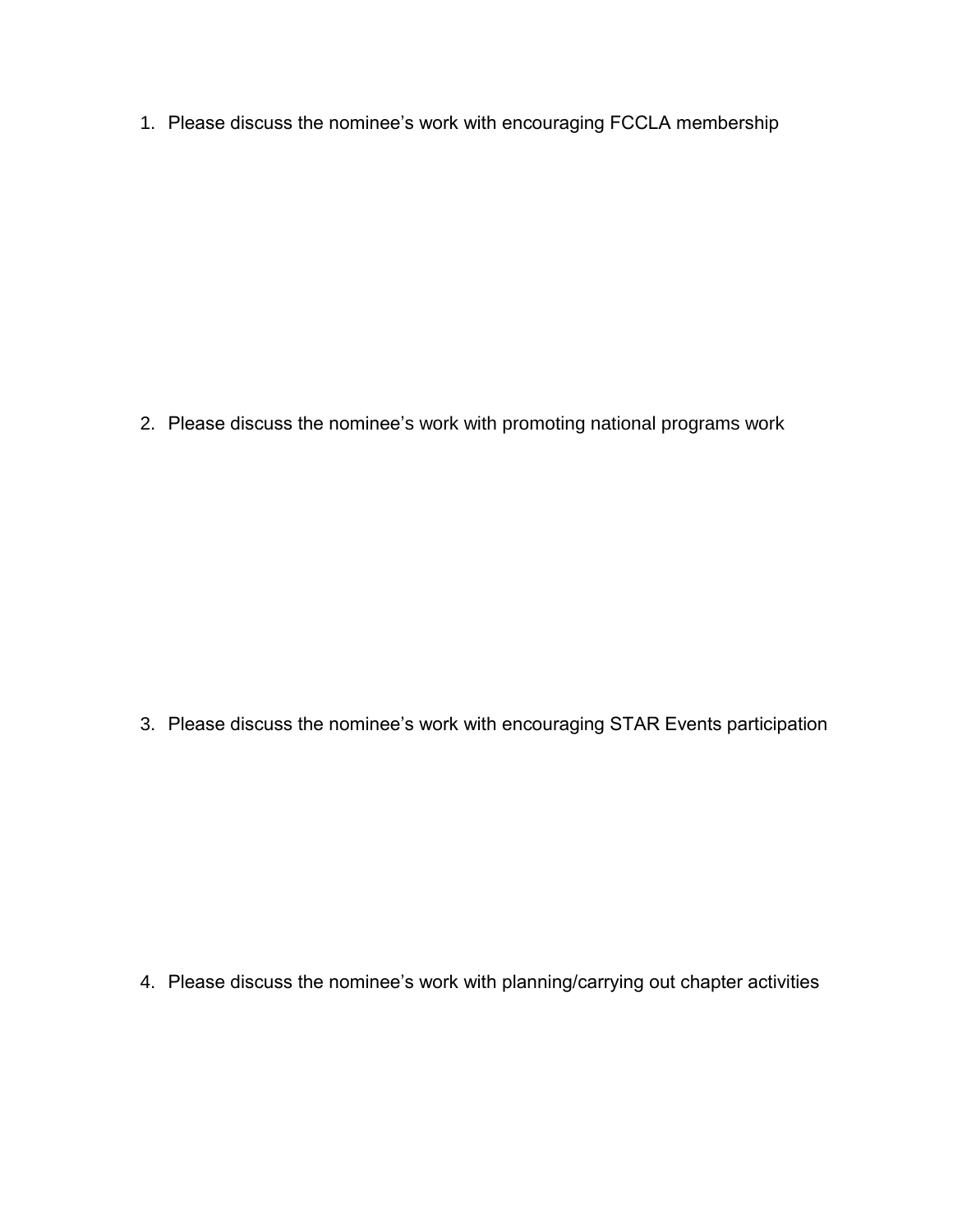1. Please discuss the nominee's work with encouraging FCCLA membership

2. Please discuss the nominee's work with promoting national programs work

3. Please discuss the nominee's work with encouraging STAR Events participation

4. Please discuss the nominee's work with planning/carrying out chapter activities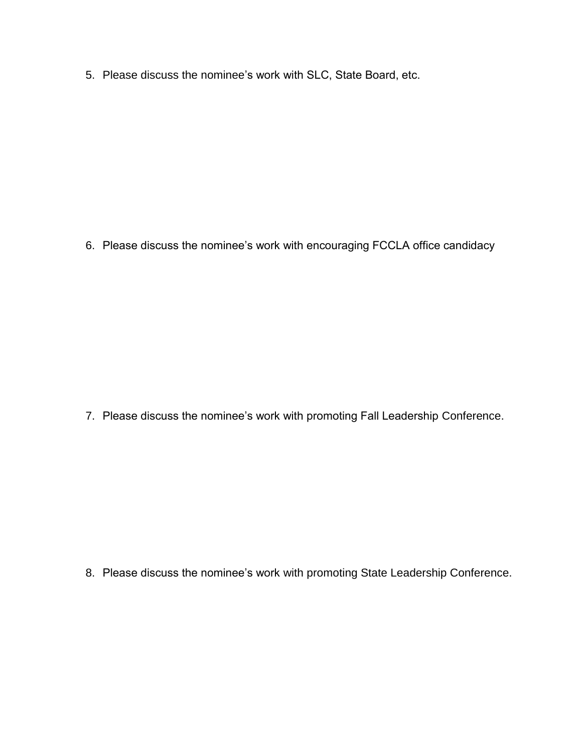5. Please discuss the nominee’s work with SLC, State Board, etc.

6. Please discuss the nominee’s work with encouraging FCCLA office candidacy

7. Please discuss the nominee’s work with promoting Fall Leadership Conference.

8. Please discuss the nominee’s work with promoting State Leadership Conference.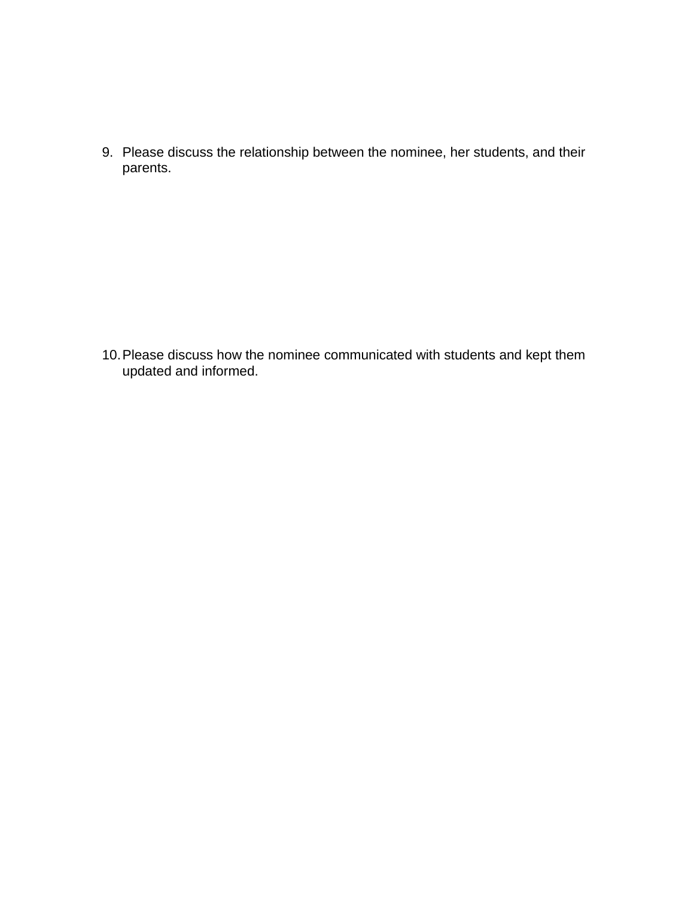9. Please discuss the relationship between the nominee, her students, and their parents.

10. Please discuss how the nominee communicated with students and kept them updated and informed.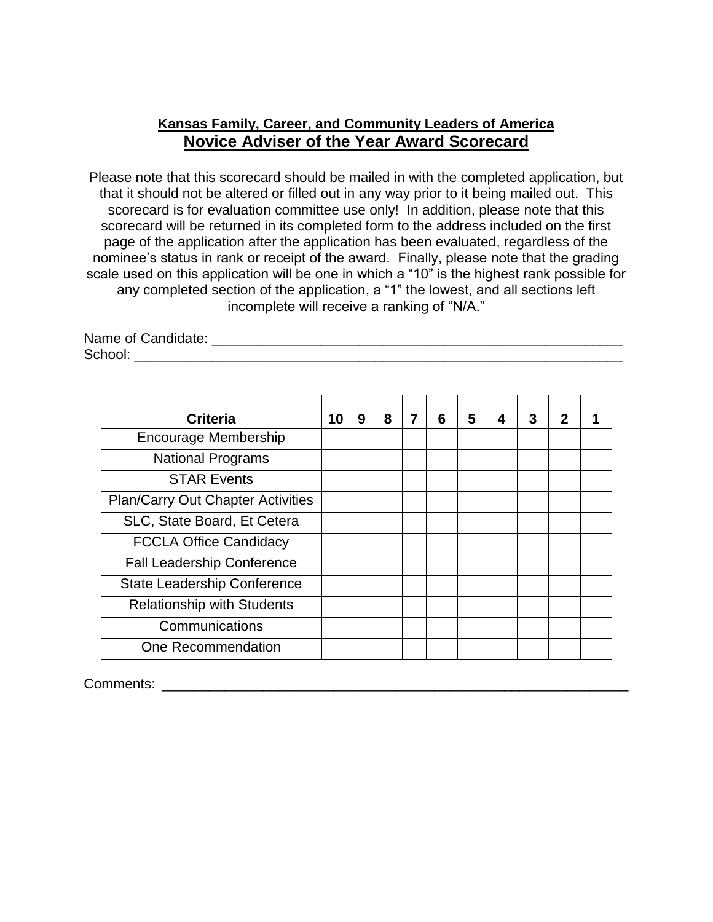**Kansas Family, Career, and Community Leaders of America**

## Novice Adviser of the Year Award Scorecard

Please note that this scorecard should be mailed in with the completed application, but that it should not be altered or filled out in any way prior to it being mailed out. This scorecard is for evaluation committee use only! In addition, please note that this scorecard will be returned in its completed form to the address included on the first page of the application after the application has been evaluated, regardless of the nominee's status in rank or receipt of the award. Finally, please note that the grading scale used on this application will be one in which a "10" is the highest rank possible for any completed section of the application, a "1" the lowest, and all sections left incomplete will receive a ranking of "N/A."

Name of Candidate: ___________________________________________________________

School: ______________________________________________________________________

| Criteria | 10 | 9 | 8 | 7 | 6 | 5 | 4 | 3 | 2 | 1 |
|---|---|---|---|---|---|---|---|---|---|---|
| Encourage Membership | | | | | | | | | | |
| National Programs | | | | | | | | | | |
| STAR Events | | | | | | | | | | |
| Plan/Carry Out Chapter Activities | | | | | | | | | | |
| SLC, State Board, Et Cetera | | | | | | | | | | |
| FCCLA Office Candidacy | | | | | | | | | | |
| Fall Leadership Conference | | | | | | | | | | |
| State Leadership Conference | | | | | | | | | | |
| Relationship with Students | | | | | | | | | | |
| Communications | | | | | | | | | | |
| One Recommendation | | | | | | | | | | |

Comments: ____________________________________________________________________